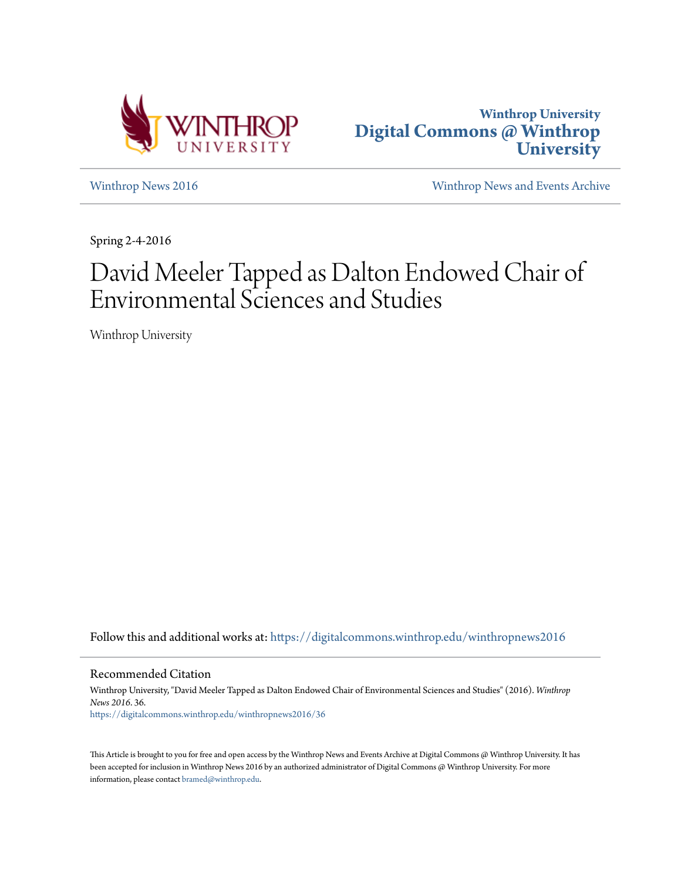Winthrop University
**Digital Commons @ Winthrop University**

Winthrop News 2016 | Winthrop News and Events Archive

Spring 2-4-2016

# David Meeler Tapped as Dalton Endowed Chair of Environmental Sciences and Studies

Winthrop University

Follow this and additional works at: https://digitalcommons.winthrop.edu/winthropnews2016

## Recommended Citation

Winthrop University, "David Meeler Tapped as Dalton Endowed Chair of Environmental Sciences and Studies" (2016). *Winthrop News 2016*. 36.
https://digitalcommons.winthrop.edu/winthropnews2016/36

This Article is brought to you for free and open access by the Winthrop News and Events Archive at Digital Commons @ Winthrop University. It has been accepted for inclusion in Winthrop News 2016 by an authorized administrator of Digital Commons @ Winthrop University. For more information, please contact bramed@winthrop.edu.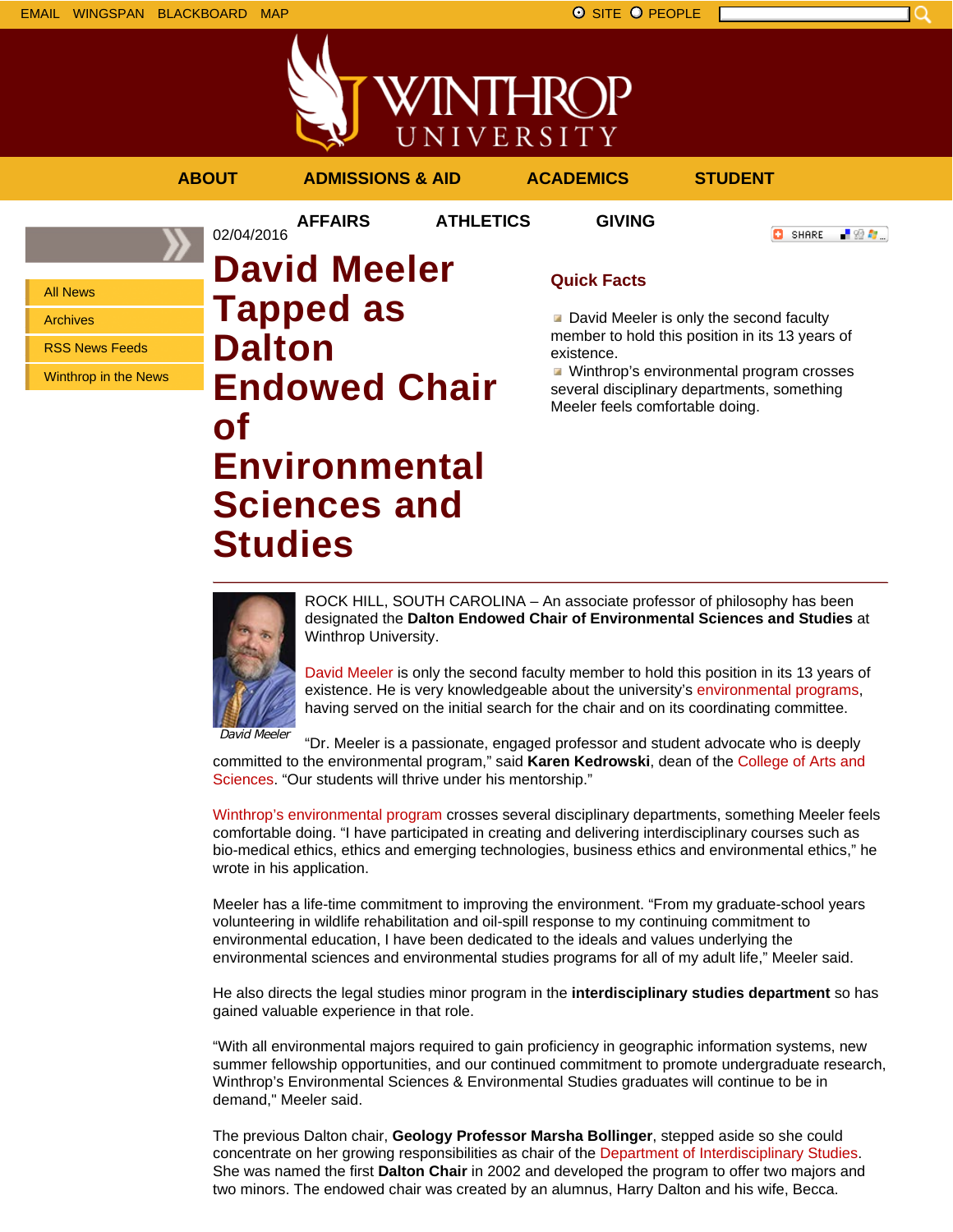EMAIL WINGSPAN BLACKBOARD MAP

SITE PEOPLE

WINTHROP UNIVERSITY

ABOUT ADMISSIONS & AID ACADEMICS STUDENT AFFAIRS ATHLETICS GIVING

- All News
- Archives
- RSS News Feeds
- Winthrop in the News

02/04/2016

# David Meeler Tapped as Dalton Endowed Chair of Environmental Sciences and Studies

## Quick Facts

- David Meeler is only the second faculty member to hold this position in its 13 years of existence.
- Winthrop's environmental program crosses several disciplinary departments, something Meeler feels comfortable doing.

*David Meeler*

ROCK HILL, SOUTH CAROLINA – An associate professor of philosophy has been designated the **Dalton Endowed Chair of Environmental Sciences and Studies** at Winthrop University.

David Meeler is only the second faculty member to hold this position in its 13 years of existence. He is very knowledgeable about the university's environmental programs, having served on the initial search for the chair and on its coordinating committee.

"Dr. Meeler is a passionate, engaged professor and student advocate who is deeply committed to the environmental program," said **Karen Kedrowski**, dean of the College of Arts and Sciences. "Our students will thrive under his mentorship."

Winthrop's environmental program crosses several disciplinary departments, something Meeler feels comfortable doing. "I have participated in creating and delivering interdisciplinary courses such as bio-medical ethics, ethics and emerging technologies, business ethics and environmental ethics," he wrote in his application.

Meeler has a life-time commitment to improving the environment. "From my graduate-school years volunteering in wildlife rehabilitation and oil-spill response to my continuing commitment to environmental education, I have been dedicated to the ideals and values underlying the environmental sciences and environmental studies programs for all of my adult life," Meeler said.

He also directs the legal studies minor program in the **interdisciplinary studies department** so has gained valuable experience in that role.

"With all environmental majors required to gain proficiency in geographic information systems, new summer fellowship opportunities, and our continued commitment to promote undergraduate research, Winthrop's Environmental Sciences & Environmental Studies graduates will continue to be in demand," Meeler said.

The previous Dalton chair, **Geology Professor Marsha Bollinger**, stepped aside so she could concentrate on her growing responsibilities as chair of the Department of Interdisciplinary Studies. She was named the first **Dalton Chair** in 2002 and developed the program to offer two majors and two minors. The endowed chair was created by an alumnus, Harry Dalton and his wife, Becca.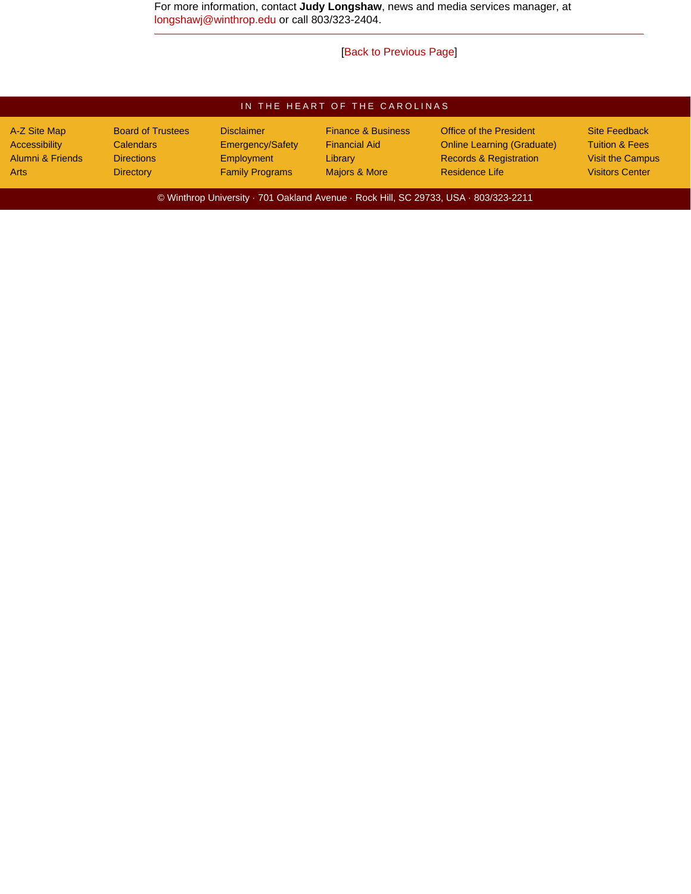For more information, contact **Judy Longshaw**, news and media services manager, at longshawj@winthrop.edu or call 803/323-2404.

---

[Back to Previous Page]

IN THE HEART OF THE CAROLINAS

A-Z Site Map
Accessibility
Alumni & Friends
Arts
Board of Trustees
Calendars
Directions
Directory
Disclaimer
Emergency/Safety
Employment
Family Programs
Finance & Business
Financial Aid
Library
Majors & More
Office of the President
Online Learning (Graduate)
Records & Registration
Residence Life
Site Feedback
Tuition & Fees
Visit the Campus
Visitors Center

© Winthrop University · 701 Oakland Avenue · Rock Hill, SC 29733, USA · 803/323-2211